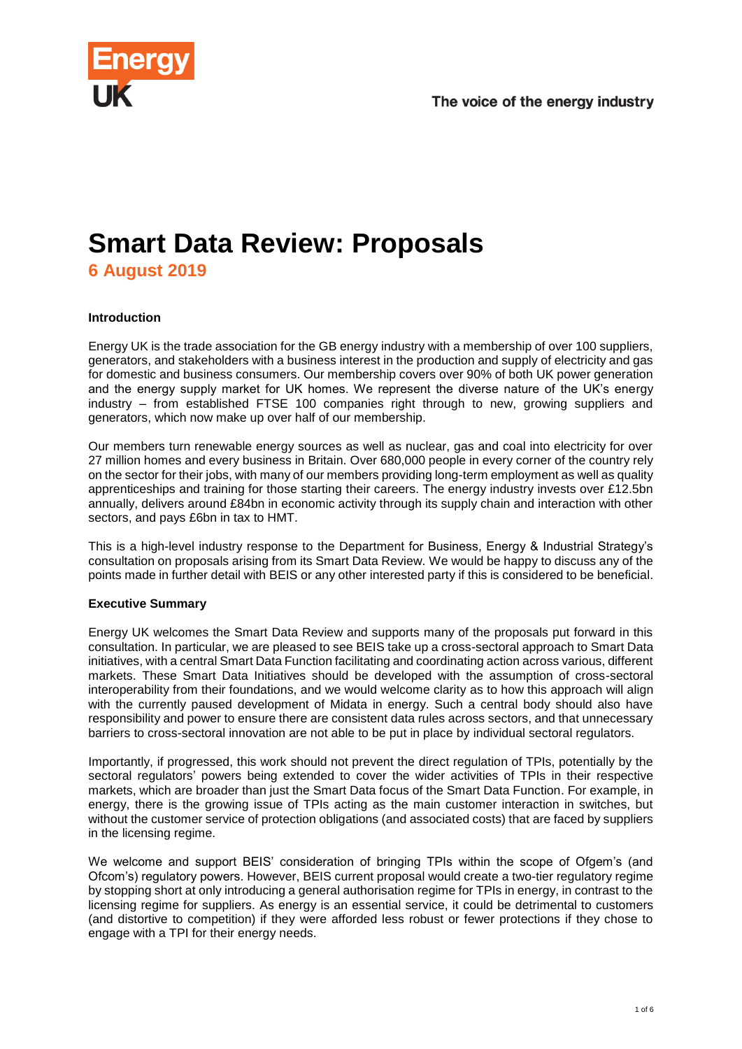# Smart Data Review: Proposals

**6 August 2019**

**Introduction**

Energy UK is the trade association for the GB energy industry with a membership of over 100 suppliers, generators, and stakeholders with a business interest in the production and supply of electricity and gas for domestic and business consumers. Our membership covers over 90% of both UK power generation and the energy supply market for UK homes. We represent the diverse nature of the UK's energy industry – from established FTSE 100 companies right through to new, growing suppliers and generators, which now make up over half of our membership.

Our members turn renewable energy sources as well as nuclear, gas and coal into electricity for over 27 million homes and every business in Britain. Over 680,000 people in every corner of the country rely on the sector for their jobs, with many of our members providing long-term employment as well as quality apprenticeships and training for those starting their careers. The energy industry invests over £12.5bn annually, delivers around £84bn in economic activity through its supply chain and interaction with other sectors, and pays £6bn in tax to HMT.

This is a high-level industry response to the Department for Business, Energy & Industrial Strategy's consultation on proposals arising from its Smart Data Review. We would be happy to discuss any of the points made in further detail with BEIS or any other interested party if this is considered to be beneficial.

**Executive Summary**

Energy UK welcomes the Smart Data Review and supports many of the proposals put forward in this consultation. In particular, we are pleased to see BEIS take up a cross-sectoral approach to Smart Data initiatives, with a central Smart Data Function facilitating and coordinating action across various, different markets. These Smart Data Initiatives should be developed with the assumption of cross-sectoral interoperability from their foundations, and we would welcome clarity as to how this approach will align with the currently paused development of Midata in energy. Such a central body should also have responsibility and power to ensure there are consistent data rules across sectors, and that unnecessary barriers to cross-sectoral innovation are not able to be put in place by individual sectoral regulators.

Importantly, if progressed, this work should not prevent the direct regulation of TPIs, potentially by the sectoral regulators' powers being extended to cover the wider activities of TPIs in their respective markets, which are broader than just the Smart Data focus of the Smart Data Function. For example, in energy, there is the growing issue of TPIs acting as the main customer interaction in switches, but without the customer service of protection obligations (and associated costs) that are faced by suppliers in the licensing regime.

We welcome and support BEIS' consideration of bringing TPIs within the scope of Ofgem's (and Ofcom's) regulatory powers. However, BEIS current proposal would create a two-tier regulatory regime by stopping short at only introducing a general authorisation regime for TPIs in energy, in contrast to the licensing regime for suppliers. As energy is an essential service, it could be detrimental to customers (and distortive to competition) if they were afforded less robust or fewer protections if they chose to engage with a TPI for their energy needs.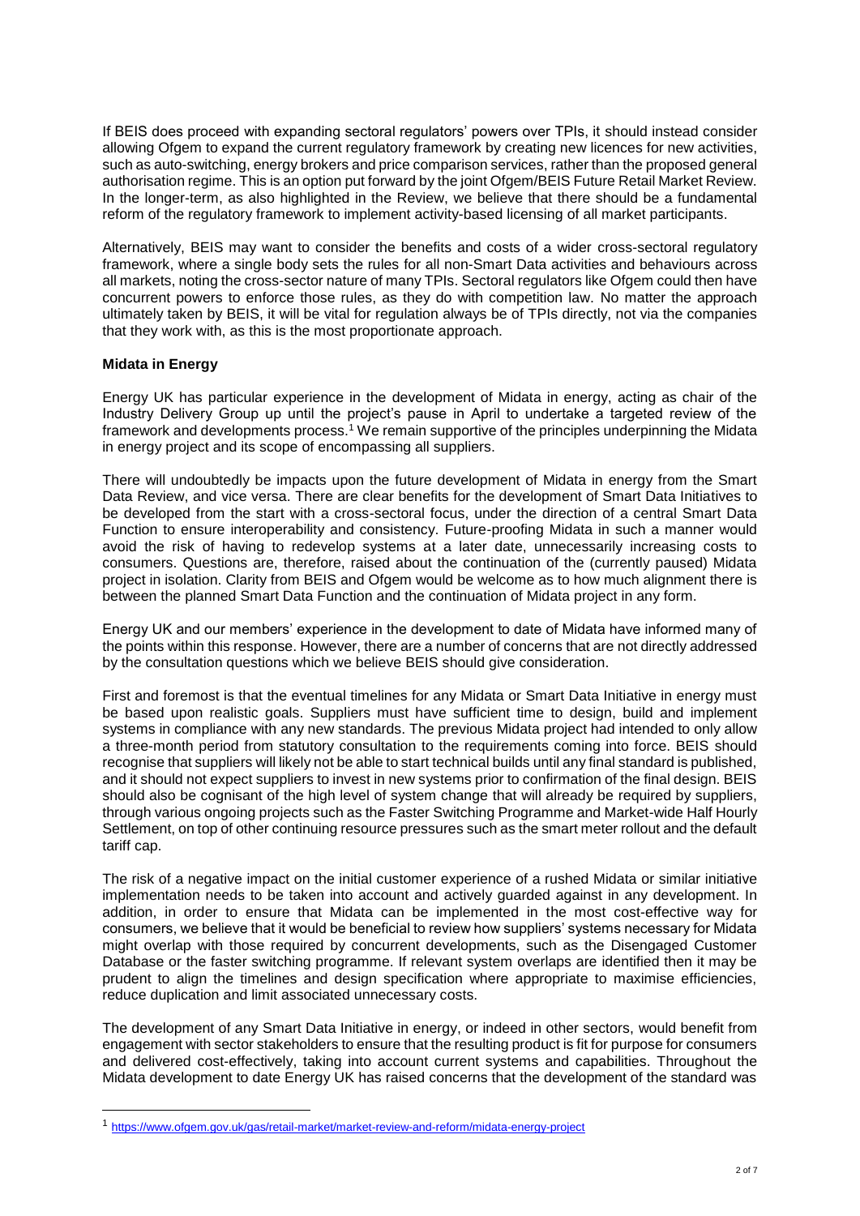If BEIS does proceed with expanding sectoral regulators' powers over TPIs, it should instead consider allowing Ofgem to expand the current regulatory framework by creating new licences for new activities, such as auto-switching, energy brokers and price comparison services, rather than the proposed general authorisation regime. This is an option put forward by the joint Ofgem/BEIS Future Retail Market Review. In the longer-term, as also highlighted in the Review, we believe that there should be a fundamental reform of the regulatory framework to implement activity-based licensing of all market participants.

Alternatively, BEIS may want to consider the benefits and costs of a wider cross-sectoral regulatory framework, where a single body sets the rules for all non-Smart Data activities and behaviours across all markets, noting the cross-sector nature of many TPIs. Sectoral regulators like Ofgem could then have concurrent powers to enforce those rules, as they do with competition law. No matter the approach ultimately taken by BEIS, it will be vital for regulation always be of TPIs directly, not via the companies that they work with, as this is the most proportionate approach.

**Midata in Energy**

Energy UK has particular experience in the development of Midata in energy, acting as chair of the Industry Delivery Group up until the project's pause in April to undertake a targeted review of the framework and developments process.[1] We remain supportive of the principles underpinning the Midata in energy project and its scope of encompassing all suppliers.

There will undoubtedly be impacts upon the future development of Midata in energy from the Smart Data Review, and vice versa. There are clear benefits for the development of Smart Data Initiatives to be developed from the start with a cross-sectoral focus, under the direction of a central Smart Data Function to ensure interoperability and consistency. Future-proofing Midata in such a manner would avoid the risk of having to redevelop systems at a later date, unnecessarily increasing costs to consumers. Questions are, therefore, raised about the continuation of the (currently paused) Midata project in isolation. Clarity from BEIS and Ofgem would be welcome as to how much alignment there is between the planned Smart Data Function and the continuation of Midata project in any form.

Energy UK and our members' experience in the development to date of Midata have informed many of the points within this response. However, there are a number of concerns that are not directly addressed by the consultation questions which we believe BEIS should give consideration.

First and foremost is that the eventual timelines for any Midata or Smart Data Initiative in energy must be based upon realistic goals. Suppliers must have sufficient time to design, build and implement systems in compliance with any new standards. The previous Midata project had intended to only allow a three-month period from statutory consultation to the requirements coming into force. BEIS should recognise that suppliers will likely not be able to start technical builds until any final standard is published, and it should not expect suppliers to invest in new systems prior to confirmation of the final design. BEIS should also be cognisant of the high level of system change that will already be required by suppliers, through various ongoing projects such as the Faster Switching Programme and Market-wide Half Hourly Settlement, on top of other continuing resource pressures such as the smart meter rollout and the default tariff cap.

The risk of a negative impact on the initial customer experience of a rushed Midata or similar initiative implementation needs to be taken into account and actively guarded against in any development. In addition, in order to ensure that Midata can be implemented in the most cost-effective way for consumers, we believe that it would be beneficial to review how suppliers' systems necessary for Midata might overlap with those required by concurrent developments, such as the Disengaged Customer Database or the faster switching programme. If relevant system overlaps are identified then it may be prudent to align the timelines and design specification where appropriate to maximise efficiencies, reduce duplication and limit associated unnecessary costs.

The development of any Smart Data Initiative in energy, or indeed in other sectors, would benefit from engagement with sector stakeholders to ensure that the resulting product is fit for purpose for consumers and delivered cost-effectively, taking into account current systems and capabilities. Throughout the Midata development to date Energy UK has raised concerns that the development of the standard was

[1] https://www.ofgem.gov.uk/gas/retail-market/market-review-and-reform/midata-energy-project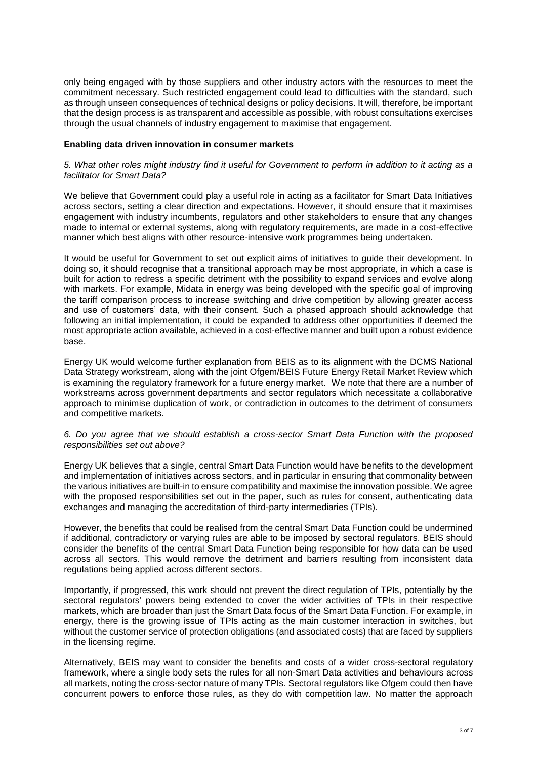only being engaged with by those suppliers and other industry actors with the resources to meet the commitment necessary. Such restricted engagement could lead to difficulties with the standard, such as through unseen consequences of technical designs or policy decisions. It will, therefore, be important that the design process is as transparent and accessible as possible, with robust consultations exercises through the usual channels of industry engagement to maximise that engagement.

**Enabling data driven innovation in consumer markets**

*5. What other roles might industry find it useful for Government to perform in addition to it acting as a facilitator for Smart Data?*

We believe that Government could play a useful role in acting as a facilitator for Smart Data Initiatives across sectors, setting a clear direction and expectations. However, it should ensure that it maximises engagement with industry incumbents, regulators and other stakeholders to ensure that any changes made to internal or external systems, along with regulatory requirements, are made in a cost-effective manner which best aligns with other resource-intensive work programmes being undertaken.

It would be useful for Government to set out explicit aims of initiatives to guide their development. In doing so, it should recognise that a transitional approach may be most appropriate, in which a case is built for action to redress a specific detriment with the possibility to expand services and evolve along with markets. For example, Midata in energy was being developed with the specific goal of improving the tariff comparison process to increase switching and drive competition by allowing greater access and use of customers' data, with their consent. Such a phased approach should acknowledge that following an initial implementation, it could be expanded to address other opportunities if deemed the most appropriate action available, achieved in a cost-effective manner and built upon a robust evidence base.

Energy UK would welcome further explanation from BEIS as to its alignment with the DCMS National Data Strategy workstream, along with the joint Ofgem/BEIS Future Energy Retail Market Review which is examining the regulatory framework for a future energy market. We note that there are a number of workstreams across government departments and sector regulators which necessitate a collaborative approach to minimise duplication of work, or contradiction in outcomes to the detriment of consumers and competitive markets.

*6. Do you agree that we should establish a cross-sector Smart Data Function with the proposed responsibilities set out above?*

Energy UK believes that a single, central Smart Data Function would have benefits to the development and implementation of initiatives across sectors, and in particular in ensuring that commonality between the various initiatives are built-in to ensure compatibility and maximise the innovation possible. We agree with the proposed responsibilities set out in the paper, such as rules for consent, authenticating data exchanges and managing the accreditation of third-party intermediaries (TPIs).

However, the benefits that could be realised from the central Smart Data Function could be undermined if additional, contradictory or varying rules are able to be imposed by sectoral regulators. BEIS should consider the benefits of the central Smart Data Function being responsible for how data can be used across all sectors. This would remove the detriment and barriers resulting from inconsistent data regulations being applied across different sectors.

Importantly, if progressed, this work should not prevent the direct regulation of TPIs, potentially by the sectoral regulators' powers being extended to cover the wider activities of TPIs in their respective markets, which are broader than just the Smart Data focus of the Smart Data Function. For example, in energy, there is the growing issue of TPIs acting as the main customer interaction in switches, but without the customer service of protection obligations (and associated costs) that are faced by suppliers in the licensing regime.

Alternatively, BEIS may want to consider the benefits and costs of a wider cross-sectoral regulatory framework, where a single body sets the rules for all non-Smart Data activities and behaviours across all markets, noting the cross-sector nature of many TPIs. Sectoral regulators like Ofgem could then have concurrent powers to enforce those rules, as they do with competition law. No matter the approach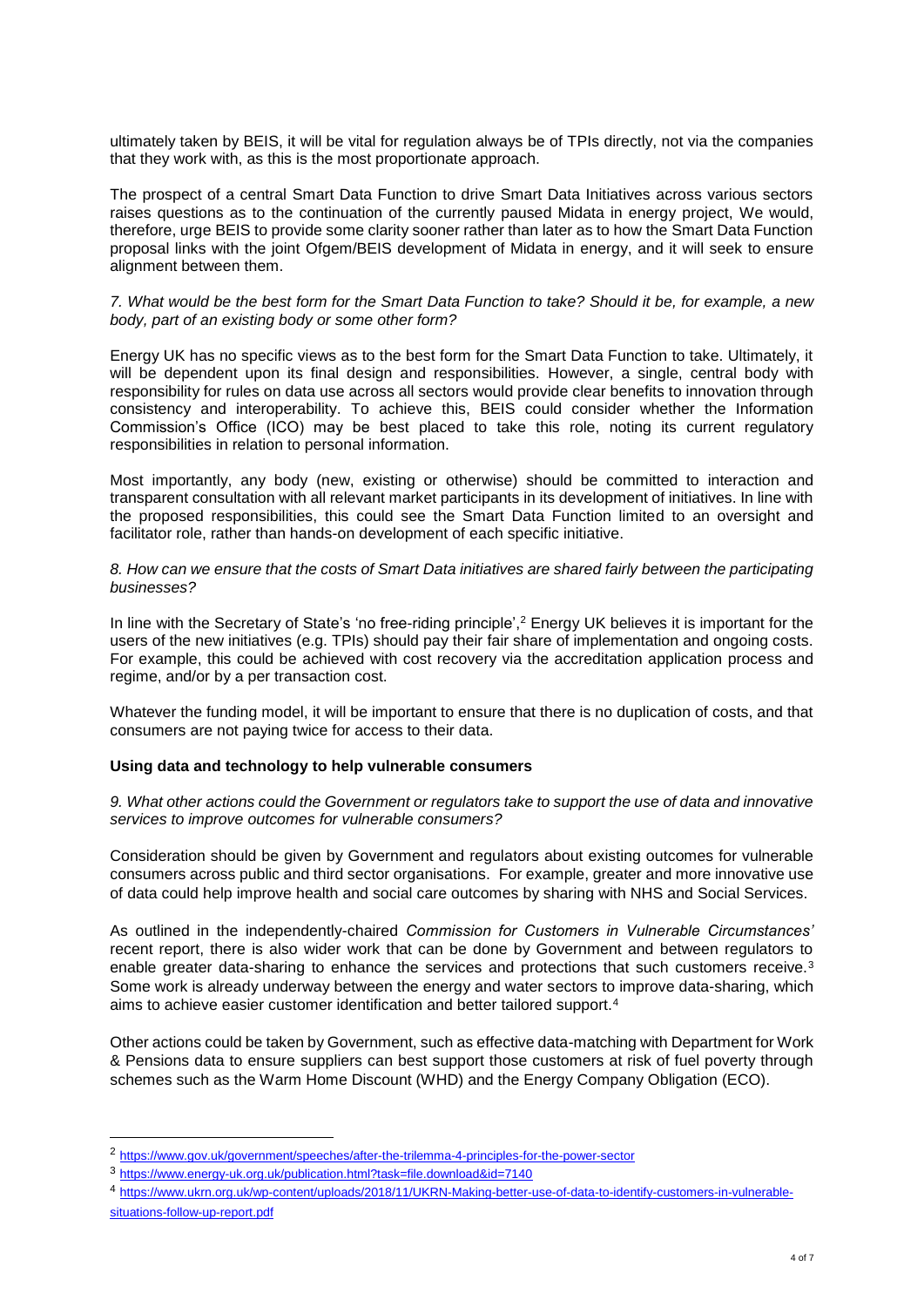ultimately taken by BEIS, it will be vital for regulation always be of TPIs directly, not via the companies that they work with, as this is the most proportionate approach.

The prospect of a central Smart Data Function to drive Smart Data Initiatives across various sectors raises questions as to the continuation of the currently paused Midata in energy project, We would, therefore, urge BEIS to provide some clarity sooner rather than later as to how the Smart Data Function proposal links with the joint Ofgem/BEIS development of Midata in energy, and it will seek to ensure alignment between them.

*7. What would be the best form for the Smart Data Function to take? Should it be, for example, a new body, part of an existing body or some other form?*

Energy UK has no specific views as to the best form for the Smart Data Function to take. Ultimately, it will be dependent upon its final design and responsibilities. However, a single, central body with responsibility for rules on data use across all sectors would provide clear benefits to innovation through consistency and interoperability. To achieve this, BEIS could consider whether the Information Commission's Office (ICO) may be best placed to take this role, noting its current regulatory responsibilities in relation to personal information.

Most importantly, any body (new, existing or otherwise) should be committed to interaction and transparent consultation with all relevant market participants in its development of initiatives. In line with the proposed responsibilities, this could see the Smart Data Function limited to an oversight and facilitator role, rather than hands-on development of each specific initiative.

*8. How can we ensure that the costs of Smart Data initiatives are shared fairly between the participating businesses?*

In line with the Secretary of State's 'no free-riding principle',[2] Energy UK believes it is important for the users of the new initiatives (e.g. TPIs) should pay their fair share of implementation and ongoing costs. For example, this could be achieved with cost recovery via the accreditation application process and regime, and/or by a per transaction cost.

Whatever the funding model, it will be important to ensure that there is no duplication of costs, and that consumers are not paying twice for access to their data.

**Using data and technology to help vulnerable consumers**

*9. What other actions could the Government or regulators take to support the use of data and innovative services to improve outcomes for vulnerable consumers?*

Consideration should be given by Government and regulators about existing outcomes for vulnerable consumers across public and third sector organisations. For example, greater and more innovative use of data could help improve health and social care outcomes by sharing with NHS and Social Services.

As outlined in the independently-chaired *Commission for Customers in Vulnerable Circumstances'* recent report, there is also wider work that can be done by Government and between regulators to enable greater data-sharing to enhance the services and protections that such customers receive.[3] Some work is already underway between the energy and water sectors to improve data-sharing, which aims to achieve easier customer identification and better tailored support.[4]

Other actions could be taken by Government, such as effective data-matching with Department for Work & Pensions data to ensure suppliers can best support those customers at risk of fuel poverty through schemes such as the Warm Home Discount (WHD) and the Energy Company Obligation (ECO).

---

[2] https://www.gov.uk/government/speeches/after-the-trilemma-4-principles-for-the-power-sector

[3] https://www.energy-uk.org.uk/publication.html?task=file.download&id=7140

[4] https://www.ukrn.org.uk/wp-content/uploads/2018/11/UKRN-Making-better-use-of-data-to-identify-customers-in-vulnerable-situations-follow-up-report.pdf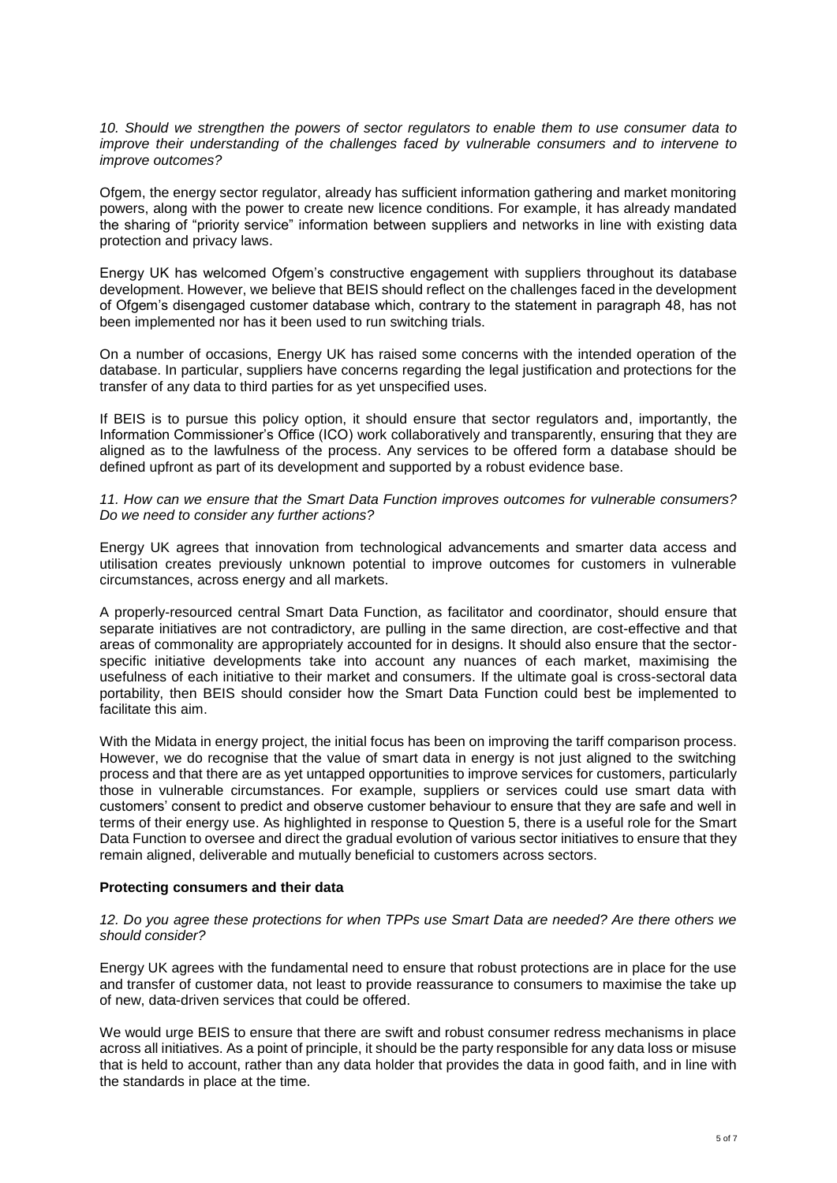*10. Should we strengthen the powers of sector regulators to enable them to use consumer data to improve their understanding of the challenges faced by vulnerable consumers and to intervene to improve outcomes?*

Ofgem, the energy sector regulator, already has sufficient information gathering and market monitoring powers, along with the power to create new licence conditions. For example, it has already mandated the sharing of "priority service" information between suppliers and networks in line with existing data protection and privacy laws.

Energy UK has welcomed Ofgem's constructive engagement with suppliers throughout its database development. However, we believe that BEIS should reflect on the challenges faced in the development of Ofgem's disengaged customer database which, contrary to the statement in paragraph 48, has not been implemented nor has it been used to run switching trials.

On a number of occasions, Energy UK has raised some concerns with the intended operation of the database. In particular, suppliers have concerns regarding the legal justification and protections for the transfer of any data to third parties for as yet unspecified uses.

If BEIS is to pursue this policy option, it should ensure that sector regulators and, importantly, the Information Commissioner's Office (ICO) work collaboratively and transparently, ensuring that they are aligned as to the lawfulness of the process. Any services to be offered form a database should be defined upfront as part of its development and supported by a robust evidence base.

*11. How can we ensure that the Smart Data Function improves outcomes for vulnerable consumers? Do we need to consider any further actions?*

Energy UK agrees that innovation from technological advancements and smarter data access and utilisation creates previously unknown potential to improve outcomes for customers in vulnerable circumstances, across energy and all markets.

A properly-resourced central Smart Data Function, as facilitator and coordinator, should ensure that separate initiatives are not contradictory, are pulling in the same direction, are cost-effective and that areas of commonality are appropriately accounted for in designs. It should also ensure that the sector-specific initiative developments take into account any nuances of each market, maximising the usefulness of each initiative to their market and consumers. If the ultimate goal is cross-sectoral data portability, then BEIS should consider how the Smart Data Function could best be implemented to facilitate this aim.

With the Midata in energy project, the initial focus has been on improving the tariff comparison process. However, we do recognise that the value of smart data in energy is not just aligned to the switching process and that there are as yet untapped opportunities to improve services for customers, particularly those in vulnerable circumstances. For example, suppliers or services could use smart data with customers' consent to predict and observe customer behaviour to ensure that they are safe and well in terms of their energy use. As highlighted in response to Question 5, there is a useful role for the Smart Data Function to oversee and direct the gradual evolution of various sector initiatives to ensure that they remain aligned, deliverable and mutually beneficial to customers across sectors.

**Protecting consumers and their data**

*12. Do you agree these protections for when TPPs use Smart Data are needed? Are there others we should consider?*

Energy UK agrees with the fundamental need to ensure that robust protections are in place for the use and transfer of customer data, not least to provide reassurance to consumers to maximise the take up of new, data-driven services that could be offered.

We would urge BEIS to ensure that there are swift and robust consumer redress mechanisms in place across all initiatives. As a point of principle, it should be the party responsible for any data loss or misuse that is held to account, rather than any data holder that provides the data in good faith, and in line with the standards in place at the time.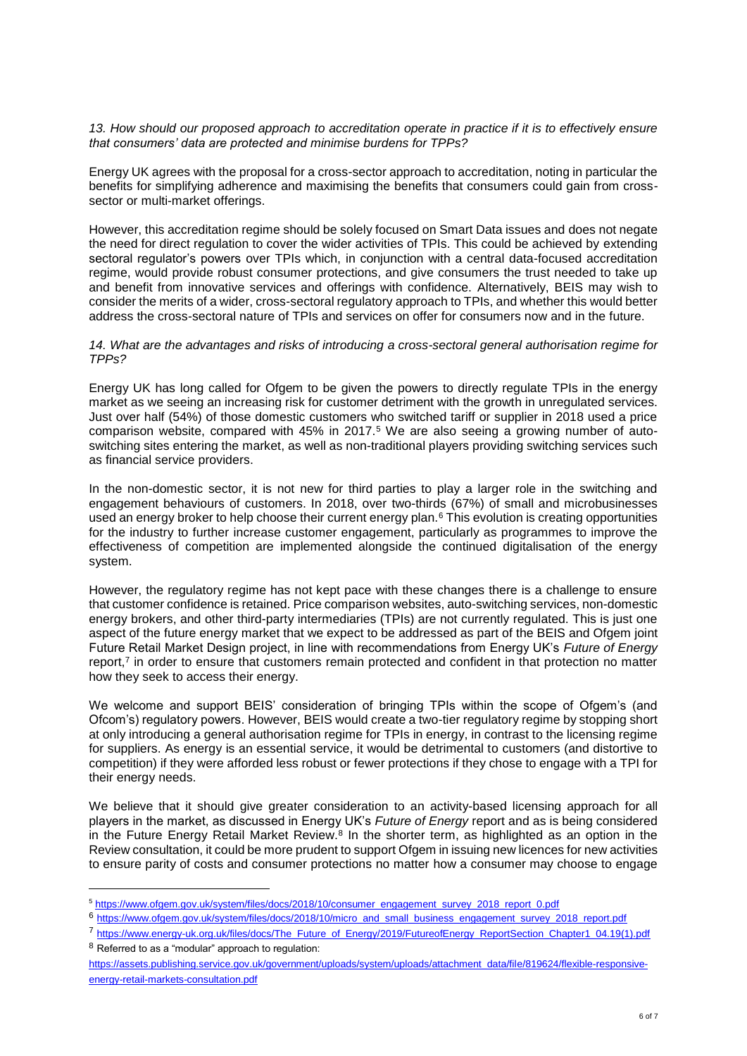*13. How should our proposed approach to accreditation operate in practice if it is to effectively ensure that consumers' data are protected and minimise burdens for TPPs?*

Energy UK agrees with the proposal for a cross-sector approach to accreditation, noting in particular the benefits for simplifying adherence and maximising the benefits that consumers could gain from cross-sector or multi-market offerings.

However, this accreditation regime should be solely focused on Smart Data issues and does not negate the need for direct regulation to cover the wider activities of TPIs. This could be achieved by extending sectoral regulator's powers over TPIs which, in conjunction with a central data-focused accreditation regime, would provide robust consumer protections, and give consumers the trust needed to take up and benefit from innovative services and offerings with confidence. Alternatively, BEIS may wish to consider the merits of a wider, cross-sectoral regulatory approach to TPIs, and whether this would better address the cross-sectoral nature of TPIs and services on offer for consumers now and in the future.

*14. What are the advantages and risks of introducing a cross-sectoral general authorisation regime for TPPs?*

Energy UK has long called for Ofgem to be given the powers to directly regulate TPIs in the energy market as we seeing an increasing risk for customer detriment with the growth in unregulated services. Just over half (54%) of those domestic customers who switched tariff or supplier in 2018 used a price comparison website, compared with 45% in 2017.[5] We are also seeing a growing number of auto-switching sites entering the market, as well as non-traditional players providing switching services such as financial service providers.

In the non-domestic sector, it is not new for third parties to play a larger role in the switching and engagement behaviours of customers. In 2018, over two-thirds (67%) of small and microbusinesses used an energy broker to help choose their current energy plan.[6] This evolution is creating opportunities for the industry to further increase customer engagement, particularly as programmes to improve the effectiveness of competition are implemented alongside the continued digitalisation of the energy system.

However, the regulatory regime has not kept pace with these changes there is a challenge to ensure that customer confidence is retained. Price comparison websites, auto-switching services, non-domestic energy brokers, and other third-party intermediaries (TPIs) are not currently regulated. This is just one aspect of the future energy market that we expect to be addressed as part of the BEIS and Ofgem joint Future Retail Market Design project, in line with recommendations from Energy UK's *Future of Energy* report,[7] in order to ensure that customers remain protected and confident in that protection no matter how they seek to access their energy.

We welcome and support BEIS' consideration of bringing TPIs within the scope of Ofgem's (and Ofcom's) regulatory powers. However, BEIS would create a two-tier regulatory regime by stopping short at only introducing a general authorisation regime for TPIs in energy, in contrast to the licensing regime for suppliers. As energy is an essential service, it would be detrimental to customers (and distortive to competition) if they were afforded less robust or fewer protections if they chose to engage with a TPI for their energy needs.

We believe that it should give greater consideration to an activity-based licensing approach for all players in the market, as discussed in Energy UK's *Future of Energy* report and as is being considered in the Future Energy Retail Market Review.[8] In the shorter term, as highlighted as an option in the Review consultation, it could be more prudent to support Ofgem in issuing new licences for new activities to ensure parity of costs and consumer protections no matter how a consumer may choose to engage

---

[5] https://www.ofgem.gov.uk/system/files/docs/2018/10/consumer_engagement_survey_2018_report_0.pdf

[6] https://www.ofgem.gov.uk/system/files/docs/2018/10/micro_and_small_business_engagement_survey_2018_report.pdf

[7] https://www.energy-uk.org.uk/files/docs/The_Future_of_Energy/2019/FutureofEnergy_ReportSection_Chapter1_04.19(1).pdf

[8] Referred to as a "modular" approach to regulation: https://assets.publishing.service.gov.uk/government/uploads/system/uploads/attachment_data/file/819624/flexible-responsive-energy-retail-markets-consultation.pdf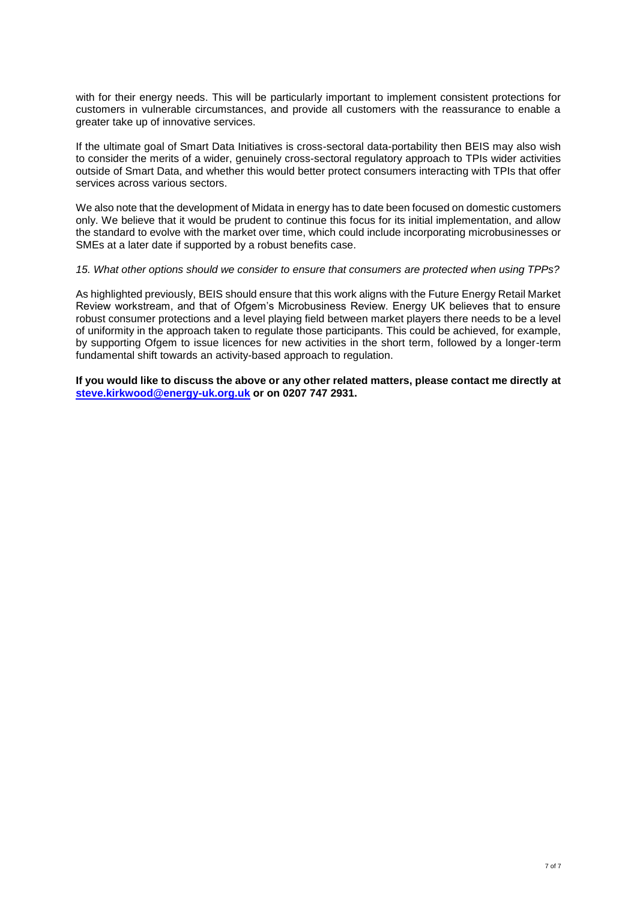with for their energy needs. This will be particularly important to implement consistent protections for customers in vulnerable circumstances, and provide all customers with the reassurance to enable a greater take up of innovative services.

If the ultimate goal of Smart Data Initiatives is cross-sectoral data-portability then BEIS may also wish to consider the merits of a wider, genuinely cross-sectoral regulatory approach to TPIs wider activities outside of Smart Data, and whether this would better protect consumers interacting with TPIs that offer services across various sectors.

We also note that the development of Midata in energy has to date been focused on domestic customers only. We believe that it would be prudent to continue this focus for its initial implementation, and allow the standard to evolve with the market over time, which could include incorporating microbusinesses or SMEs at a later date if supported by a robust benefits case.

*15. What other options should we consider to ensure that consumers are protected when using TPPs?*

As highlighted previously, BEIS should ensure that this work aligns with the Future Energy Retail Market Review workstream, and that of Ofgem's Microbusiness Review. Energy UK believes that to ensure robust consumer protections and a level playing field between market players there needs to be a level of uniformity in the approach taken to regulate those participants. This could be achieved, for example, by supporting Ofgem to issue licences for new activities in the short term, followed by a longer-term fundamental shift towards an activity-based approach to regulation.

**If you would like to discuss the above or any other related matters, please contact me directly at [steve.kirkwood@energy-uk.org.uk](mailto:steve.kirkwood@energy-uk.org.uk) or on 0207 747 2931.**